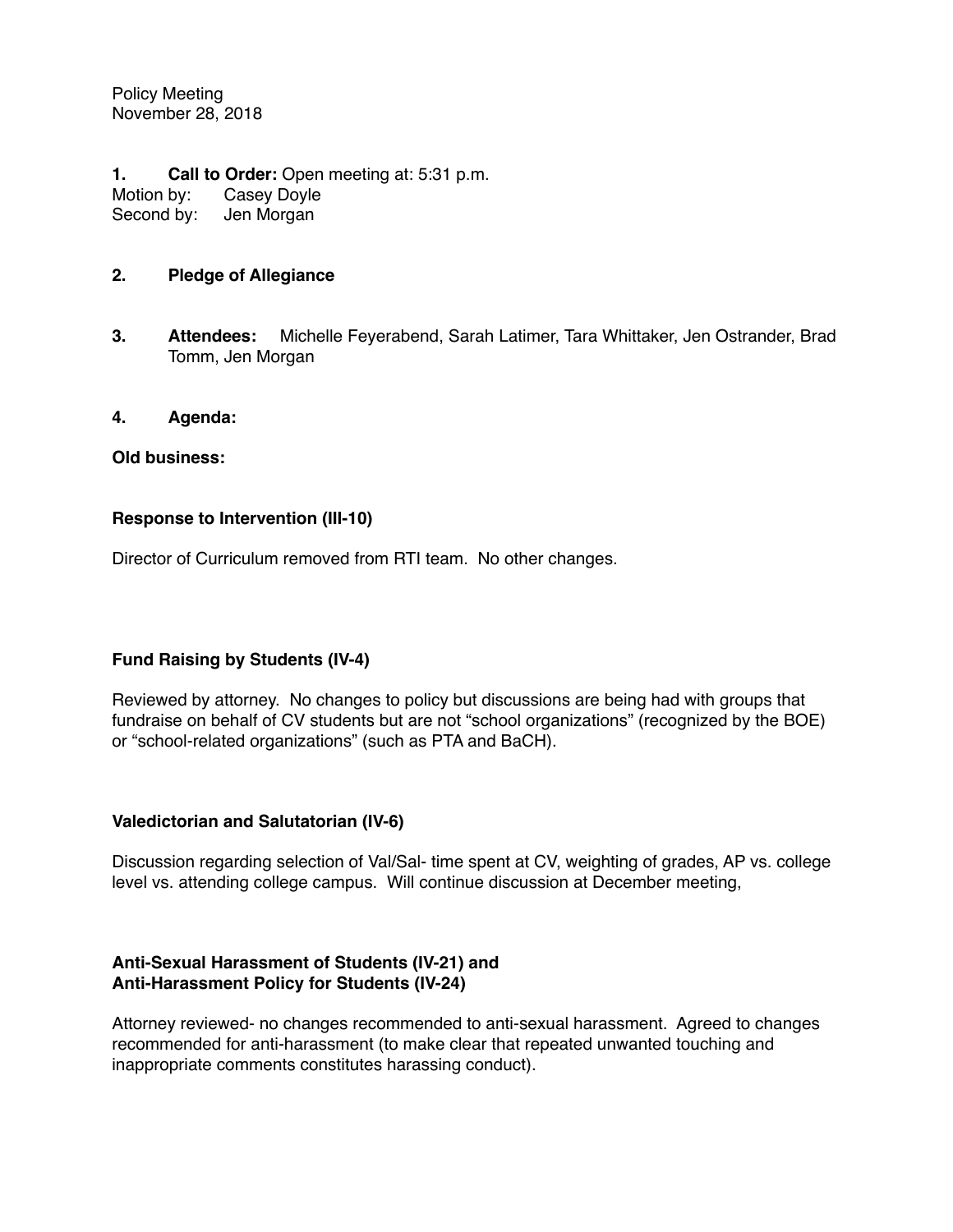Policy Meeting
November 28, 2018

**1. Call to Order:** Open meeting at: 5:31 p.m.
Motion by: Casey Doyle
Second by: Jen Morgan

**2. Pledge of Allegiance**

**3. Attendees:** Michelle Feyerabend, Sarah Latimer, Tara Whittaker, Jen Ostrander, Brad Tomm, Jen Morgan

**4. Agenda:**

**Old business:**

**Response to Intervention (III-10)**

Director of Curriculum removed from RTI team. No other changes.

**Fund Raising by Students (IV-4)**

Reviewed by attorney. No changes to policy but discussions are being had with groups that fundraise on behalf of CV students but are not "school organizations" (recognized by the BOE) or "school-related organizations" (such as PTA and BaCH).

**Valedictorian and Salutatorian (IV-6)**

Discussion regarding selection of Val/Sal- time spent at CV, weighting of grades, AP vs. college level vs. attending college campus. Will continue discussion at December meeting,

**Anti-Sexual Harassment of Students (IV-21) and**
**Anti-Harassment Policy for Students (IV-24)**

Attorney reviewed- no changes recommended to anti-sexual harassment. Agreed to changes recommended for anti-harassment (to make clear that repeated unwanted touching and inappropriate comments constitutes harassing conduct).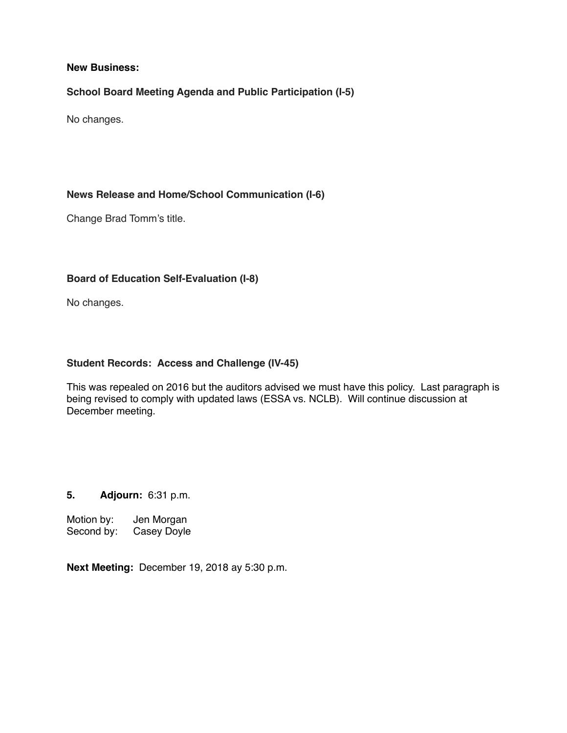**New Business:**

**School Board Meeting Agenda and Public Participation (I-5)**

No changes.

**News Release and Home/School Communication (I-6)**

Change Brad Tomm's title.

**Board of Education Self-Evaluation (I-8)**

No changes.

**Student Records: Access and Challenge (IV-45)**

This was repealed on 2016 but the auditors advised we must have this policy. Last paragraph is being revised to comply with updated laws (ESSA vs. NCLB). Will continue discussion at December meeting.

**5. Adjourn:** 6:31 p.m.

Motion by: Jen Morgan
Second by: Casey Doyle

**Next Meeting:** December 19, 2018 ay 5:30 p.m.